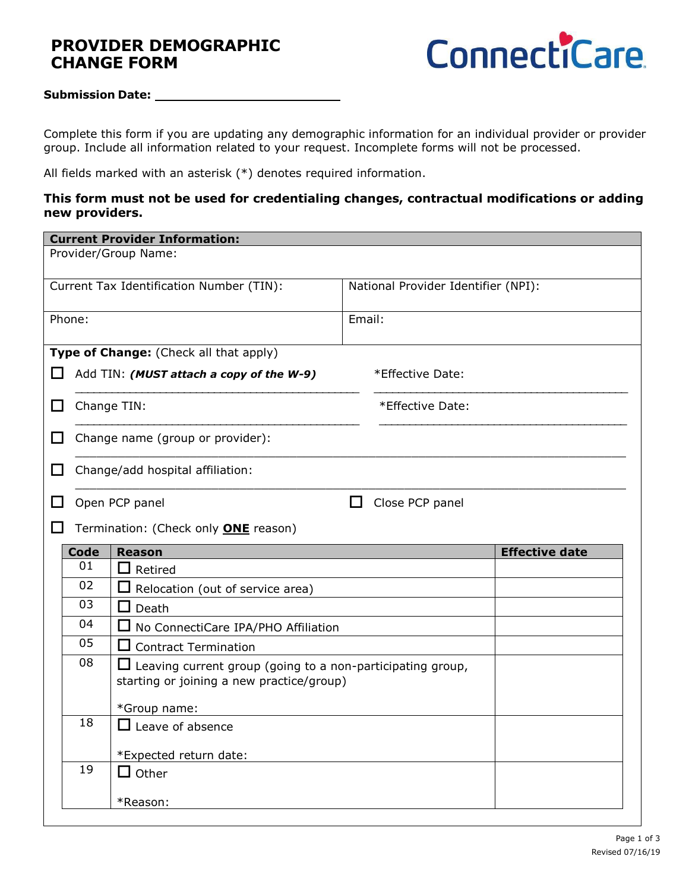# PROVIDER DEMOGRAPHIC CHANGE FORM

ConnectiCare

**Submission Date:** ________________________

Complete this form if you are updating any demographic information for an individual provider or provider group. Include all information related to your request. Incomplete forms will not be processed.

All fields marked with an asterisk (*) denotes required information.

**This form must not be used for credentialing changes, contractual modifications or adding new providers.**

| **Current Provider Information:** | |
|---|---|
| Provider/Group Name: | |
| Current Tax Identification Number (TIN): | National Provider Identifier (NPI): |
| Phone: | Email: |

**Type of Change:** (Check all that apply)

☐ Add TIN: ***(MUST attach a copy of the W-9)*** ________________________ *Effective Date: ________________________

☐ Change TIN: ________________________ *Effective Date: ________________________

☐ Change name (group or provider): ________________________

☐ Change/add hospital affiliation: ________________________

☐ Open PCP panel ☐ Close PCP panel

☐ Termination: (Check only **ONE** reason)

| Code | Reason | Effective date |
|---|---|---|
| 01 | ☐ Retired | |
| 02 | ☐ Relocation (out of service area) | |
| 03 | ☐ Death | |
| 04 | ☐ No ConnectiCare IPA/PHO Affiliation | |
| 05 | ☐ Contract Termination | |
| 08 | ☐ Leaving current group (going to a non-participating group, starting or joining a new practice/group)<br><br>*Group name: | |
| 18 | ☐ Leave of absence<br><br>*Expected return date: | |
| 19 | ☐ Other<br><br>*Reason: | |

Revised 07/16/19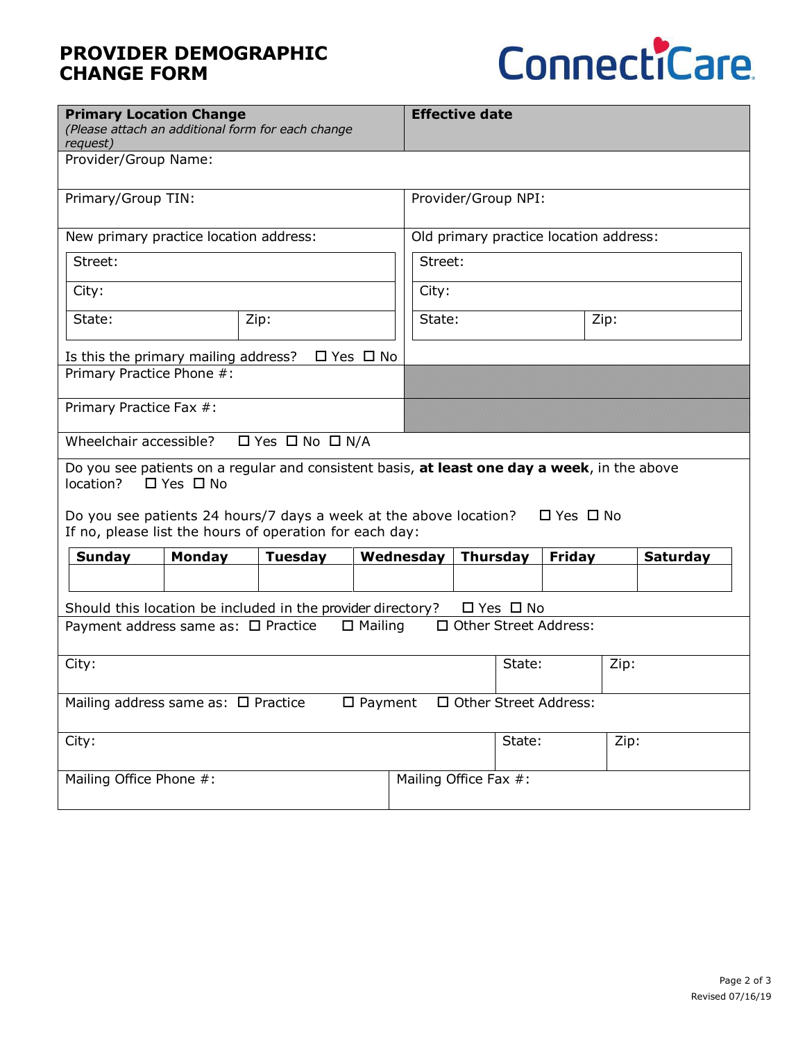# PROVIDER DEMOGRAPHIC CHANGE FORM

ConnectiCare

| **Primary Location Change** *(Please attach an additional form for each change request)* | **Effective date** |
|---|---|
| Provider/Group Name: | |
| Primary/Group TIN: | Provider/Group NPI: |
| New primary practice location address: | Old primary practice location address: |
| Street: | Street: |
| City: | City: |
| State: Zip: | State: Zip: |
| Is this the primary mailing address? ☐ Yes ☐ No | |
| Primary Practice Phone #: | |
| Primary Practice Fax #: | |

Wheelchair accessible? ☐ Yes ☐ No ☐ N/A

Do you see patients on a regular and consistent basis, **at least one day a week**, in the above location? ☐ Yes ☐ No

Do you see patients 24 hours/7 days a week at the above location? ☐ Yes ☐ No
If no, please list the hours of operation for each day:

| **Sunday** | **Monday** | **Tuesday** | **Wednesday** | **Thursday** | **Friday** | **Saturday** |
|---|---|---|---|---|---|---|
| | | | | | | |

Should this location be included in the provider directory? ☐ Yes ☐ No

| Payment address same as: ☐ Practice ☐ Mailing ☐ Other Street Address: | | |
|---|---|---|
| City: | State: | Zip: |

| Mailing address same as: ☐ Practice ☐ Payment ☐ Other Street Address: | | |
|---|---|---|
| City: | State: | Zip: |

| Mailing Office Phone #: | Mailing Office Fax #: |
|---|---|

Revised 07/16/19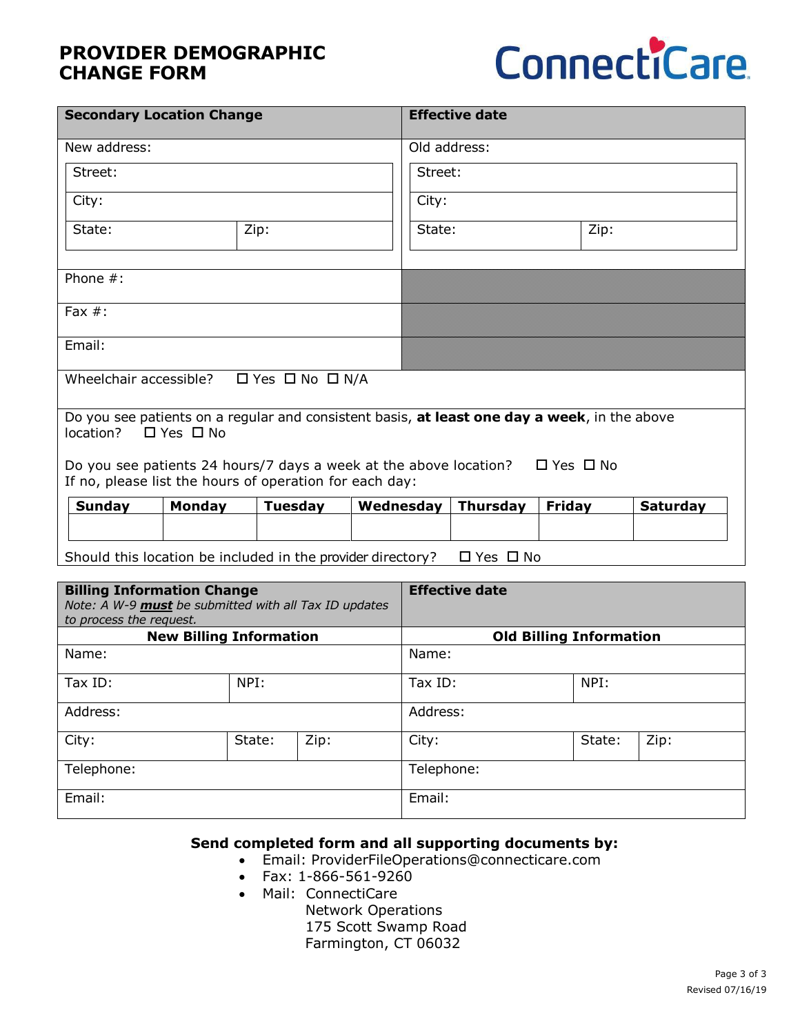# PROVIDER DEMOGRAPHIC CHANGE FORM

ConnectiCare

| **Secondary Location Change** | | **Effective date** | |
|---|---|---|---|
| New address: | | Old address: | |
| Street: | | Street: | |
| City: | | City: | |
| State: | Zip: | State: | Zip: |
| Phone #: | | | |
| Fax #: | | | |
| Email: | | | |

Wheelchair accessible? ☐ Yes ☐ No ☐ N/A

Do you see patients on a regular and consistent basis, **at least one day a week**, in the above location? ☐ Yes ☐ No

Do you see patients 24 hours/7 days a week at the above location? ☐ Yes ☐ No
If no, please list the hours of operation for each day:

| **Sunday** | **Monday** | **Tuesday** | **Wednesday** | **Thursday** | **Friday** | **Saturday** |
|---|---|---|---|---|---|---|
| | | | | | | |

Should this location be included in the provider directory? ☐ Yes ☐ No

| **Billing Information Change** *Note: A W-9 **must** be submitted with all Tax ID updates to process the request.* | | | **Effective date** | | |
|---|---|---|---|---|---|
| **New Billing Information** | | | **Old Billing Information** | | |
| Name: | | | Name: | | |
| Tax ID: | NPI: | | Tax ID: | NPI: | |
| Address: | | | Address: | | |
| City: | State: | Zip: | City: | State: | Zip: |
| Telephone: | | | Telephone: | | |
| Email: | | | Email: | | |

**Send completed form and all supporting documents by:**

- Email: ProviderFileOperations@connecticare.com
- Fax: 1-866-561-9260
- Mail: ConnectiCare
  Network Operations
  175 Scott Swamp Road
  Farmington, CT 06032

Revised 07/16/19